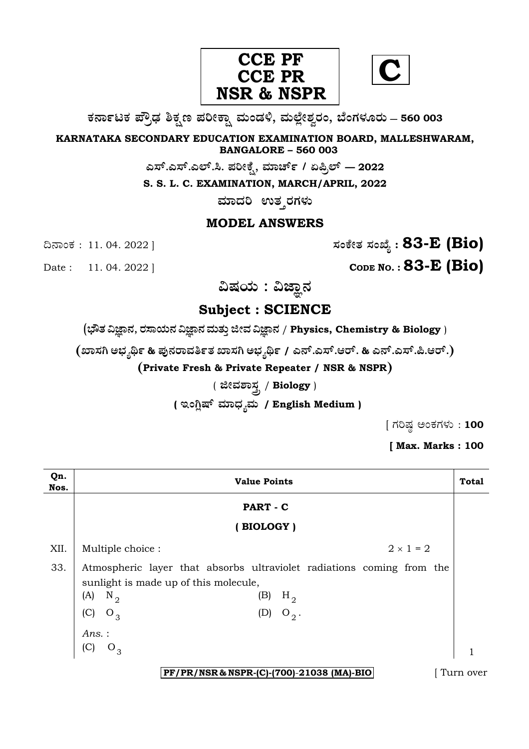**CCE PF**
**CCE PR**
**NSR & NSPR**

**C**

**ಕರ್ನಾಟಕ ಪ್ರೌಢ ಶಿಕ್ಷಣ ಪರೀಕ್ಷಾ ಮಂಡಳಿ, ಮಲ್ಲೇಶ್ವರಂ, ಬೆಂಗಳೂರು – 560 003**

**KARNATAKA SECONDARY EDUCATION EXAMINATION BOARD, MALLESHWARAM, BANGALORE – 560 003**

**ಎಸ್.ಎಸ್.ಎಲ್.ಸಿ. ಪರೀಕ್ಷೆ, ಮಾರ್ಚ್ / ಏಪ್ರಿಲ್ — 2022**

**S. S. L. C. EXAMINATION, MARCH/APRIL, 2022**

**ಮಾದರಿ ಉತ್ತರಗಳು**

## MODEL ANSWERS

ದಿನಾಂಕ : 11. 04. 2022 ] **ಸಂಕೇತ ಸಂಖ್ಯೆ : 83-E (Bio)**

Date : 11. 04. 2022 ] **CODE NO. : 83-E (Bio)**

**ವಿಷಯ : ವಿಜ್ಞಾನ**

## Subject : SCIENCE

**(ಭೌತ ವಿಜ್ಞಾನ, ರಸಾಯನ ವಿಜ್ಞಾನ ಮತ್ತು ಜೀವ ವಿಜ್ಞಾನ / Physics, Chemistry & Biology )**

**(ಖಾಸಗಿ ಅಭ್ಯರ್ಥಿ & ಪುನರಾವರ್ತಿತ ಖಾಸಗಿ ಅಭ್ಯರ್ಥಿ / ಎನ್.ಎಸ್.ಆರ್. & ಎನ್.ಎಸ್.ಪಿ.ಆರ್.)**

**(Private Fresh & Private Repeater / NSR & NSPR)**

**( ಜೀವಶಾಸ್ತ್ರ / Biology )**

**( ಇಂಗ್ಲಿಷ್ ಮಾಧ್ಯಮ / English Medium )**

[ ಗರಿಷ್ಠ ಅಂಕಗಳು : **100**

**[ Max. Marks : 100**

| Qn. Nos. | Value Points | Total |
|---|---|---|
| | **PART - C** | |
| | **( BIOLOGY )** | |
| XII. | Multiple choice : $2 \times 1 = 2$ | |
| 33. | Atmospheric layer that absorbs ultraviolet radiations coming from the sunlight is made up of this molecule,<br>(A) $N_2$ (B) $H_2$<br>(C) $O_3$ (D) $O_2$.<br>*Ans.* :<br>(C) $O_3$ | 1 |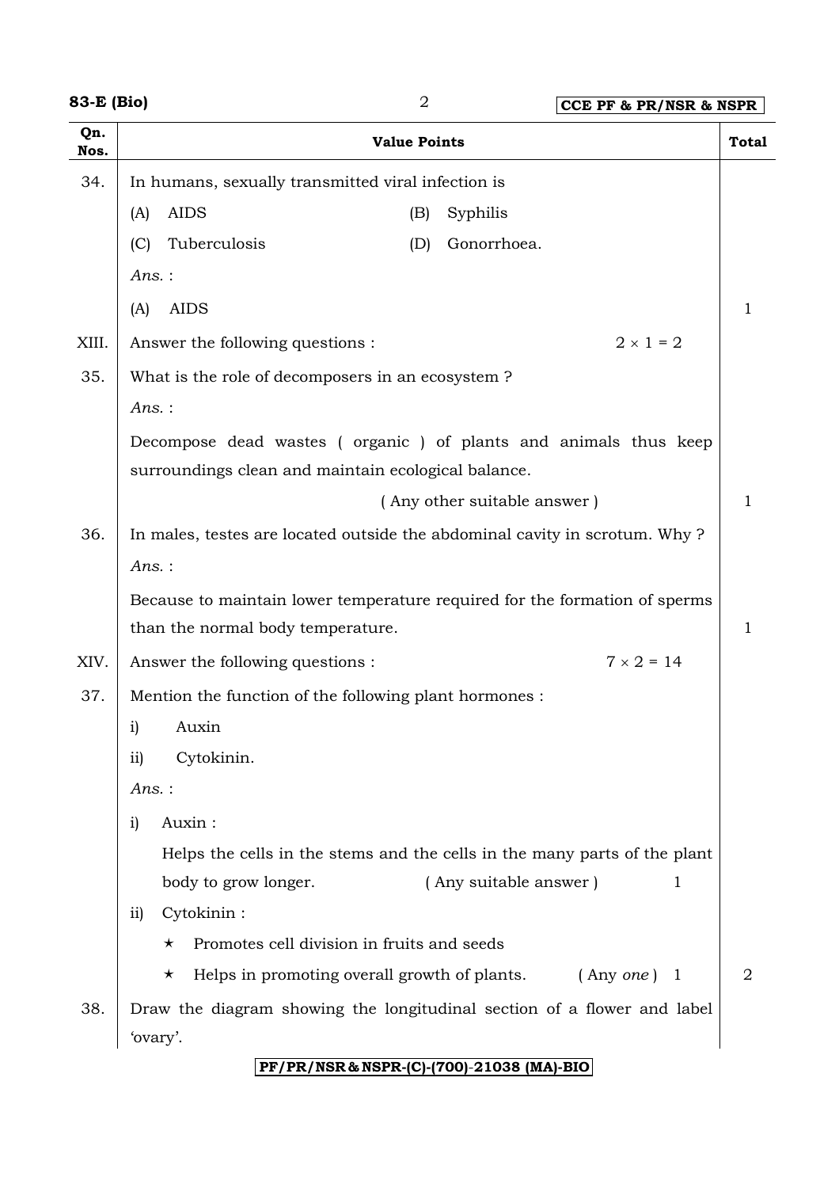| Qn. Nos. | Value Points | Total |
|---|---|---|
| 34. | In humans, sexually transmitted viral infection is<br>(A) AIDS (B) Syphilis<br>(C) Tuberculosis (D) Gonorrhoea.<br>*Ans.* :<br>(A) AIDS | 1 |
| XIII. | Answer the following questions : $2 \times 1 = 2$ | |
| 35. | What is the role of decomposers in an ecosystem ?<br>*Ans.* :<br>Decompose dead wastes ( organic ) of plants and animals thus keep surroundings clean and maintain ecological balance.<br>( Any other suitable answer ) | 1 |
| 36. | In males, testes are located outside the abdominal cavity in scrotum. Why ?<br>*Ans.* :<br>Because to maintain lower temperature required for the formation of sperms than the normal body temperature. | 1 |
| XIV. | Answer the following questions : $7 \times 2 = 14$ | |
| 37. | Mention the function of the following plant hormones :<br>i) Auxin<br>ii) Cytokinin.<br>*Ans.* :<br>i) Auxin :<br>Helps the cells in the stems and the cells in the many parts of the plant body to grow longer. ( Any suitable answer ) 1<br>ii) Cytokinin :<br>★ Promotes cell division in fruits and seeds<br>★ Helps in promoting overall growth of plants. ( Any *one* ) 1 | 2 |
| 38. | Draw the diagram showing the longitudinal section of a flower and label 'ovary'. | |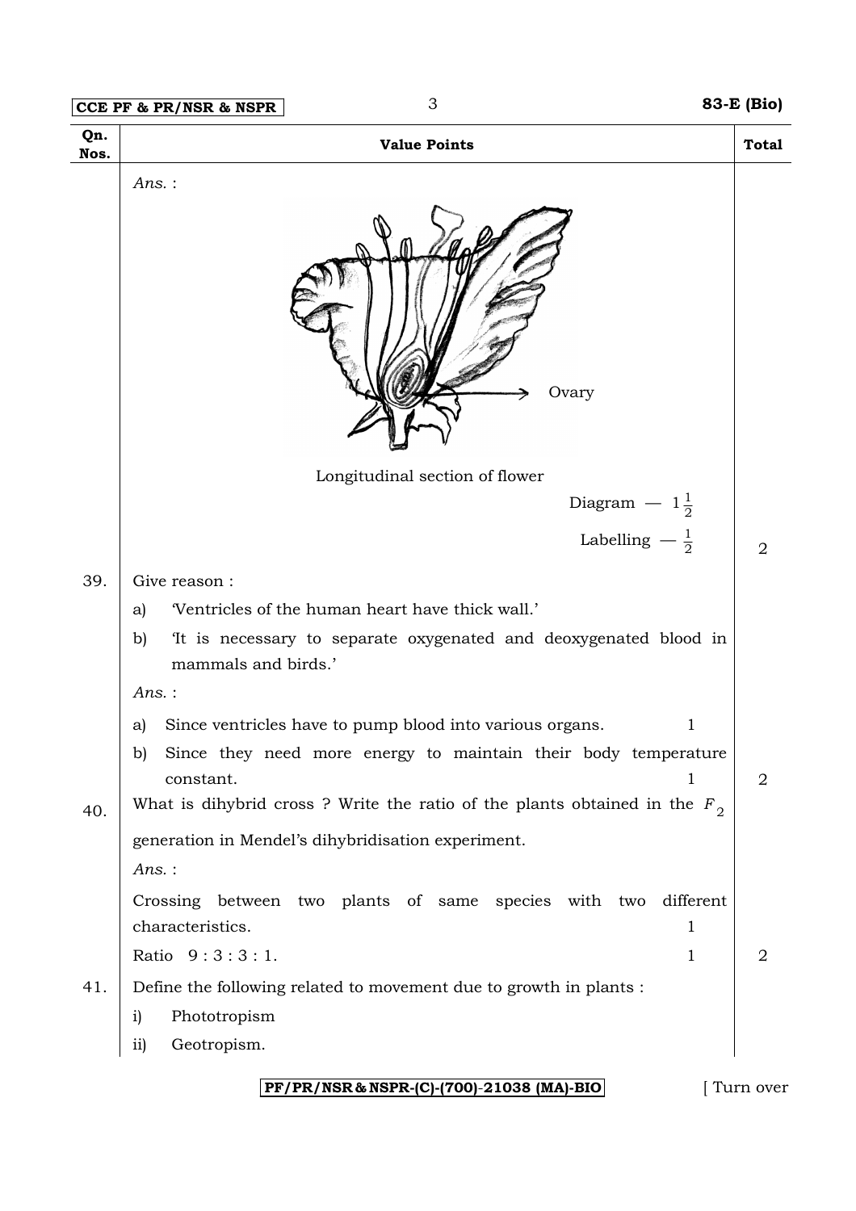| Qn. Nos. | Value Points | Total |
|---|---|---|
| | *Ans.* : | |
| | Ovary | |
| | Longitudinal section of flower | |
| | Diagram — $1\frac{1}{2}$ | |
| | Labelling — $\frac{1}{2}$ | 2 |
| 39. | Give reason : | |
| | a) 'Ventricles of the human heart have thick wall.' | |
| | b) 'It is necessary to separate oxygenated and deoxygenated blood in mammals and birds.' | |
| | *Ans.* : | |
| | a) Since ventricles have to pump blood into various organs. 1 | |
| | b) Since they need more energy to maintain their body temperature constant. 1 | 2 |
| 40. | What is dihybrid cross ? Write the ratio of the plants obtained in the $F_2$ generation in Mendel's dihybridisation experiment. | |
| | *Ans.* : | |
| | Crossing between two plants of same species with two different characteristics. 1 | |
| | Ratio 9 : 3 : 3 : 1. 1 | 2 |
| 41. | Define the following related to movement due to growth in plants : | |
| | i) Phototropism | |
| | ii) Geotropism. | |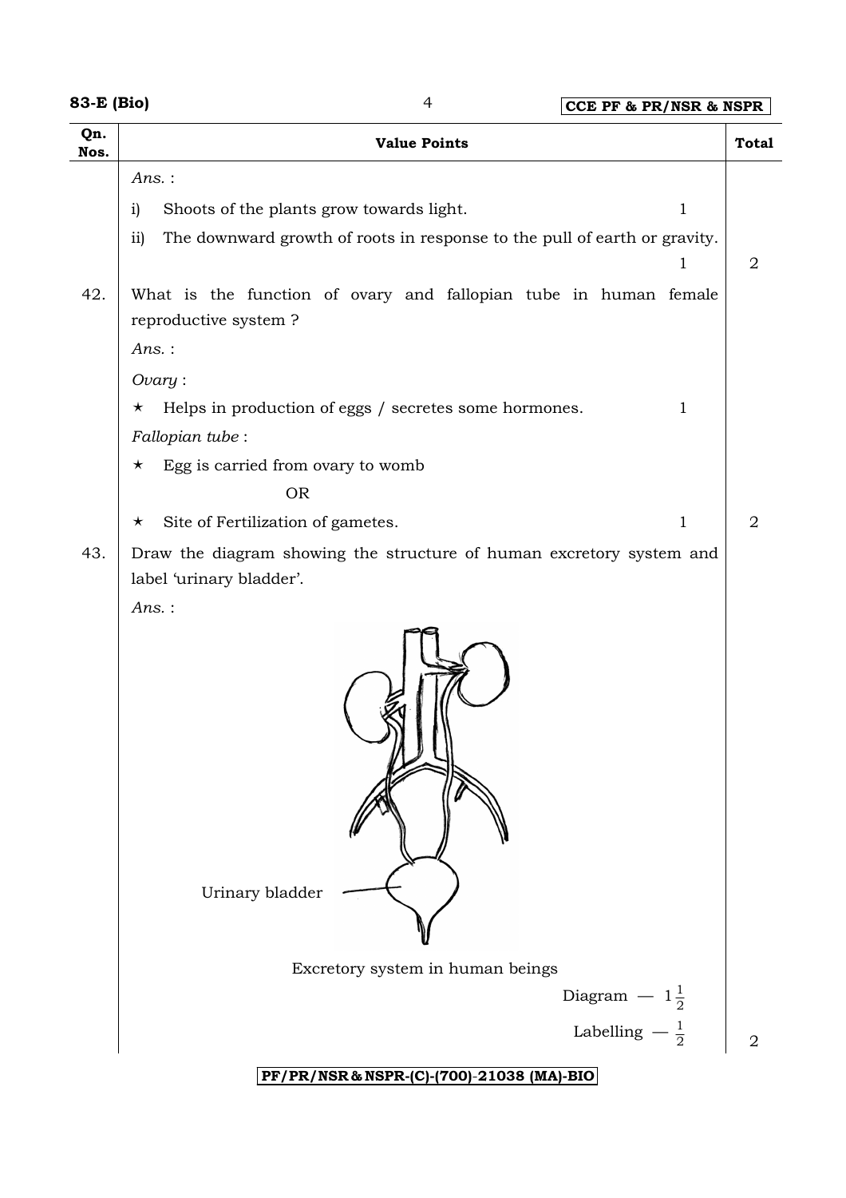| Qn. Nos. | Value Points | Total |
|---|---|---|
| | *Ans.* : | |
| | i) Shoots of the plants grow towards light. 1 | |
| | ii) The downward growth of roots in response to the pull of earth or gravity. 1 | 2 |
| 42. | What is the function of ovary and fallopian tube in human female reproductive system ? | |
| | *Ans.* : | |
| | *Ovary* : | |
| | ⋆ Helps in production of eggs / secretes some hormones. 1 | |
| | *Fallopian tube* : | |
| | ⋆ Egg is carried from ovary to womb | |
| | OR | |
| | ⋆ Site of Fertilization of gametes. 1 | 2 |
| 43. | Draw the diagram showing the structure of human excretory system and label 'urinary bladder'. | |
| | *Ans.* : | |
| | Urinary bladder | |
| | Excretory system in human beings | |
| | Diagram — $1\frac{1}{2}$ | |
| | Labelling — $\frac{1}{2}$ | 2 |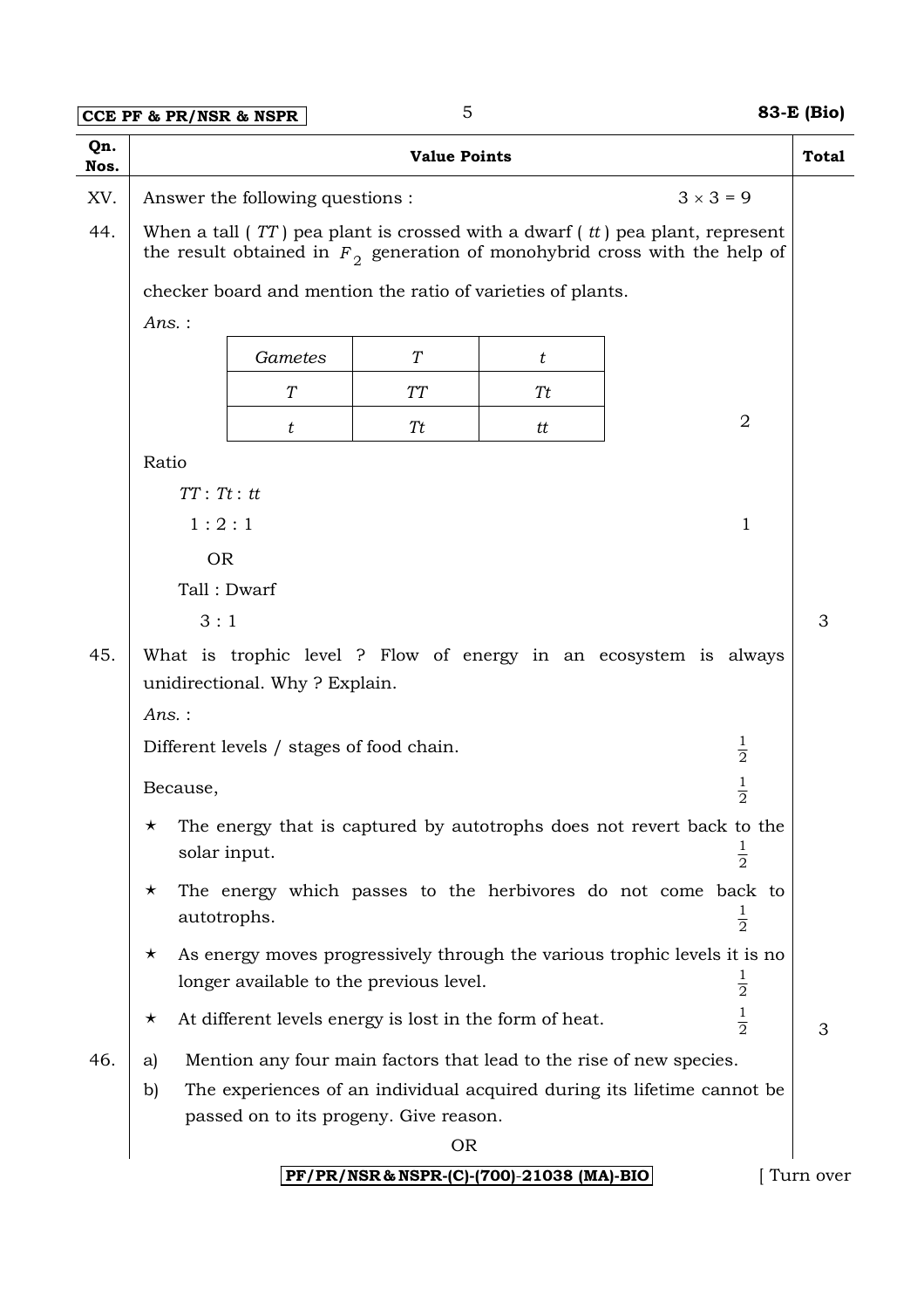| Qn. Nos. | Value Points | | Total |
|---|---|---|---|
| XV. | Answer the following questions : | $3 \times 3 = 9$ | |

**44.** When a tall ( *TT* ) pea plant is crossed with a dwarf ( *tt* ) pea plant, represent the result obtained in $F_2$ generation of monohybrid cross with the help of checker board and mention the ratio of varieties of plants.

*Ans.* :

| *Gametes* | *T* | *t* |
|---|---|---|
| *T* | *TT* | *Tt* |
| *t* | *Tt* | *tt* |

2

Ratio

*TT* : *Tt* : *tt*

1 : 2 : 1 — 1

OR

Tall : Dwarf

3 : 1

Total: 3

**45.** What is trophic level ? Flow of energy in an ecosystem is always unidirectional. Why ? Explain.

*Ans.* :

Different levels / stages of food chain. — $\frac{1}{2}$

Because, — $\frac{1}{2}$

* The energy that is captured by autotrophs does not revert back to the solar input. — $\frac{1}{2}$
* The energy which passes to the herbivores do not come back to autotrophs. — $\frac{1}{2}$
* As energy moves progressively through the various trophic levels it is no longer available to the previous level. — $\frac{1}{2}$
* At different levels energy is lost in the form of heat. — $\frac{1}{2}$

Total: 3

**46.**

a) Mention any four main factors that lead to the rise of new species.

b) The experiences of an individual acquired during its lifetime cannot be passed on to its progeny. Give reason.

OR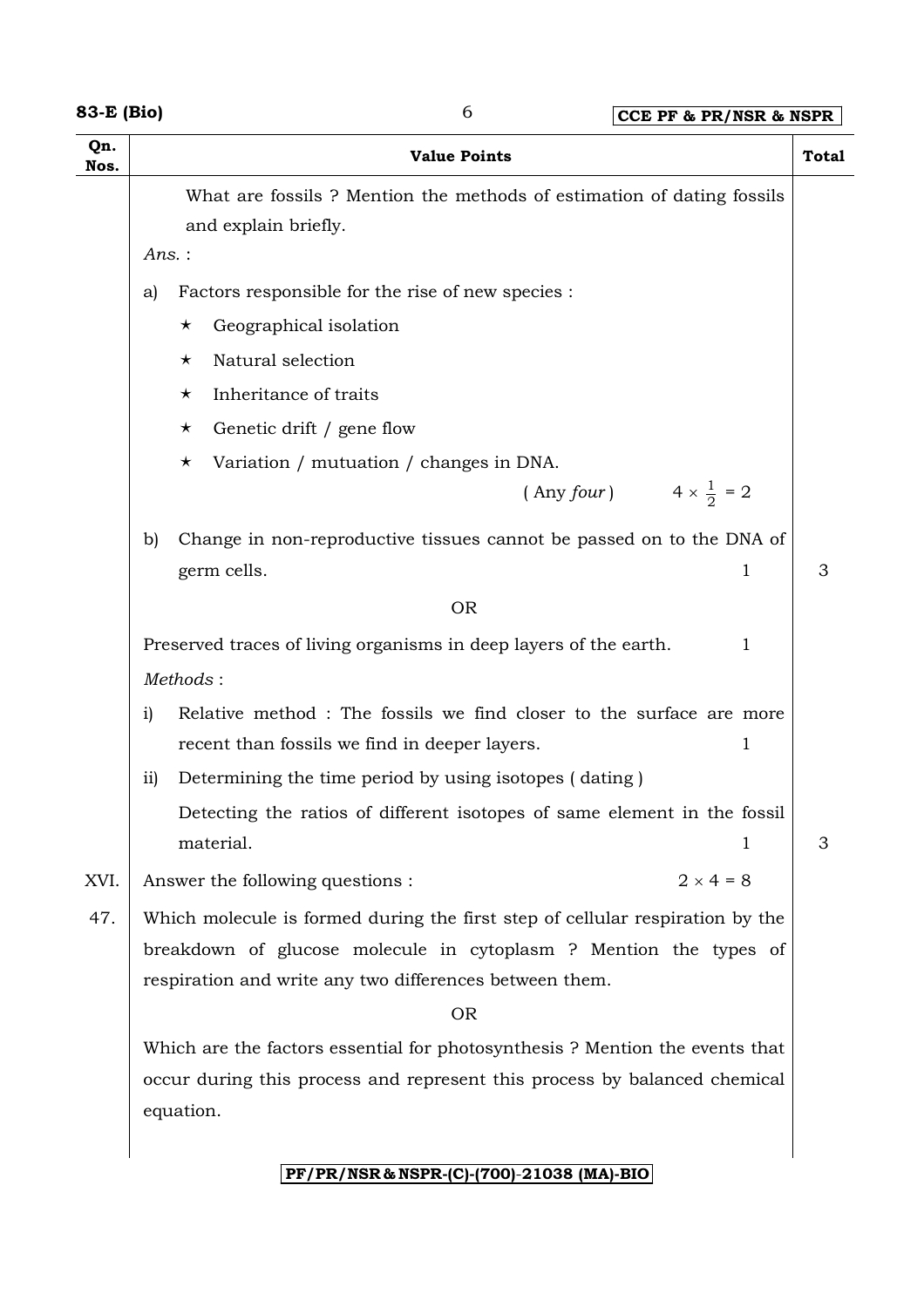| Qn. Nos. | Value Points | Total |
|---|---|---|
| | What are fossils ? Mention the methods of estimation of dating fossils and explain briefly. | |
| | *Ans.* : | |
| | a) Factors responsible for the rise of new species : | |
| | ⋆ Geographical isolation | |
| | ⋆ Natural selection | |
| | ⋆ Inheritance of traits | |
| | ⋆ Genetic drift / gene flow | |
| | ⋆ Variation / mutuation / changes in DNA. | |
| | ( Any *four* ) $4 \times \frac{1}{2} = 2$ | |
| | b) Change in non-reproductive tissues cannot be passed on to the DNA of germ cells. 1 | 3 |
| | OR | |
| | Preserved traces of living organisms in deep layers of the earth. 1 | |
| | *Methods* : | |
| | i) Relative method : The fossils we find closer to the surface are more recent than fossils we find in deeper layers. 1 | |
| | ii) Determining the time period by using isotopes ( dating ) | |
| | Detecting the ratios of different isotopes of same element in the fossil material. 1 | 3 |
| XVI. | Answer the following questions : $2 \times 4 = 8$ | |
| 47. | Which molecule is formed during the first step of cellular respiration by the breakdown of glucose molecule in cytoplasm ? Mention the types of respiration and write any two differences between them. | |
| | OR | |
| | Which are the factors essential for photosynthesis ? Mention the events that occur during this process and represent this process by balanced chemical equation. | |

PF/PR/NSR & NSPR-(C)-(700)-21038 (MA)-BIO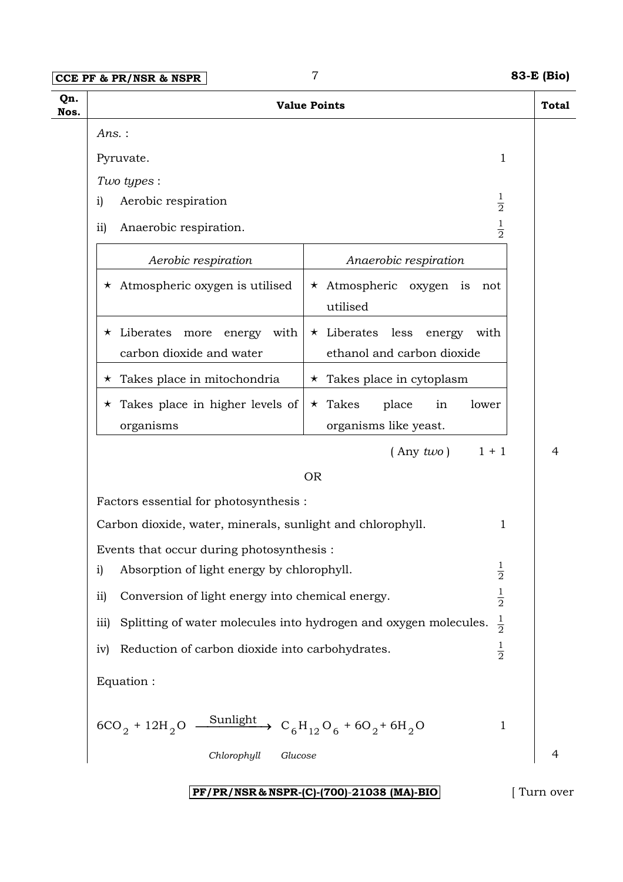| Qn. Nos. | Value Points | Total |
|---|---|---|

*Ans.* :

Pyruvate. 1

*Two types* :

i) Aerobic respiration $\frac{1}{2}$

ii) Anaerobic respiration. $\frac{1}{2}$

| *Aerobic respiration* | *Anaerobic respiration* |
|---|---|
| ⋆ Atmospheric oxygen is utilised | ⋆ Atmospheric oxygen is not utilised |
| ⋆ Liberates more energy with carbon dioxide and water | ⋆ Liberates less energy with ethanol and carbon dioxide |
| ⋆ Takes place in mitochondria | ⋆ Takes place in cytoplasm |
| ⋆ Takes place in higher levels of organisms | ⋆ Takes place in lower organisms like yeast. |

( Any *two* ) 1 + 1 — **4**

OR

Factors essential for photosynthesis :

Carbon dioxide, water, minerals, sunlight and chlorophyll. 1

Events that occur during photosynthesis :

i) Absorption of light energy by chlorophyll. $\frac{1}{2}$

ii) Conversion of light energy into chemical energy. $\frac{1}{2}$

iii) Splitting of water molecules into hydrogen and oxygen molecules. $\frac{1}{2}$

iv) Reduction of carbon dioxide into carbohydrates. $\frac{1}{2}$

Equation :

$$6CO_2 + 12H_2O \xrightarrow[\text{Chlorophyll}]{\text{Sunlight}} \underset{\text{Glucose}}{C_6H_{12}O_6} + 6O_2 + 6H_2O$$ 1

**4**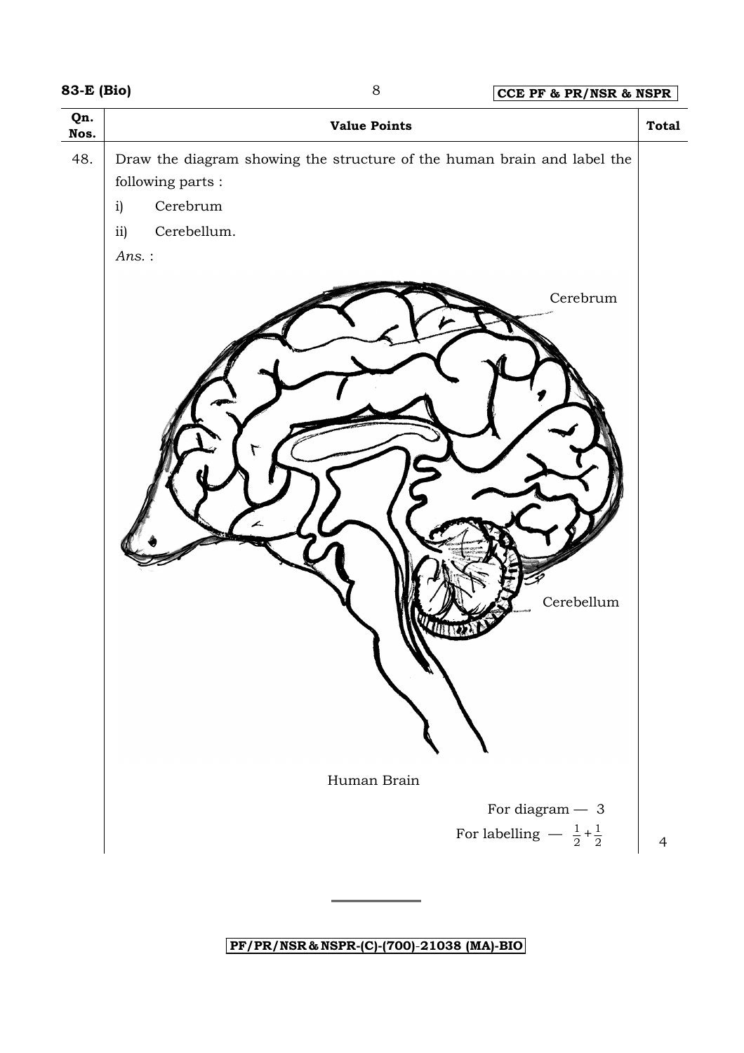| Qn. Nos. | Value Points | Total |
|---|---|---|
| 48. | Draw the diagram showing the structure of the human brain and label the following parts :<br>i) Cerebrum<br>ii) Cerebellum.<br>*Ans.* :<br><br>Cerebrum<br>Cerebellum<br><br>Human Brain<br><br>For diagram — 3<br>For labelling — $\frac{1}{2}+\frac{1}{2}$ | 4 |